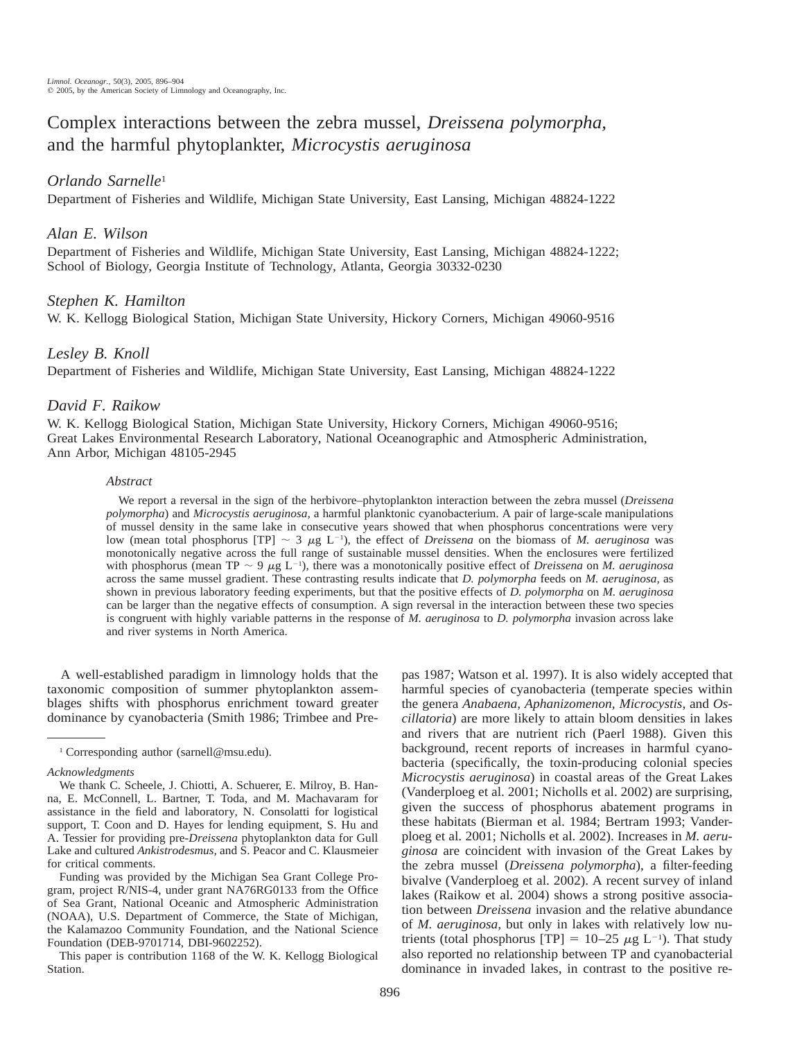# Complex interactions between the zebra mussel, *Dreissena polymorpha*, and the harmful phytoplankter, *Microcystis aeruginosa*

*Orlando Sarnelle*[1]
Department of Fisheries and Wildlife, Michigan State University, East Lansing, Michigan 48824-1222

*Alan E. Wilson*
Department of Fisheries and Wildlife, Michigan State University, East Lansing, Michigan 48824-1222;
School of Biology, Georgia Institute of Technology, Atlanta, Georgia 30332-0230

*Stephen K. Hamilton*
W. K. Kellogg Biological Station, Michigan State University, Hickory Corners, Michigan 49060-9516

*Lesley B. Knoll*
Department of Fisheries and Wildlife, Michigan State University, East Lansing, Michigan 48824-1222

*David F. Raikow*
W. K. Kellogg Biological Station, Michigan State University, Hickory Corners, Michigan 49060-9516;
Great Lakes Environmental Research Laboratory, National Oceanographic and Atmospheric Administration, Ann Arbor, Michigan 48105-2945

## Abstract

We report a reversal in the sign of the herbivore–phytoplankton interaction between the zebra mussel (*Dreissena polymorpha*) and *Microcystis aeruginosa,* a harmful planktonic cyanobacterium. A pair of large-scale manipulations of mussel density in the same lake in consecutive years showed that when phosphorus concentrations were very low (mean total phosphorus [TP] ~ 3 $\mu$g $L^{-1}$), the effect of *Dreissena* on the biomass of *M. aeruginosa* was monotonically negative across the full range of sustainable mussel densities. When the enclosures were fertilized with phosphorus (mean TP ~ 9 $\mu$g $L^{-1}$), there was a monotonically positive effect of *Dreissena* on *M. aeruginosa* across the same mussel gradient. These contrasting results indicate that *D. polymorpha* feeds on *M. aeruginosa,* as shown in previous laboratory feeding experiments, but that the positive effects of *D. polymorpha* on *M. aeruginosa* can be larger than the negative effects of consumption. A sign reversal in the interaction between these two species is congruent with highly variable patterns in the response of *M. aeruginosa* to *D. polymorpha* invasion across lake and river systems in North America.

A well-established paradigm in limnology holds that the taxonomic composition of summer phytoplankton assemblages shifts with phosphorus enrichment toward greater dominance by cyanobacteria (Smith 1986; Trimbee and Prepas 1987; Watson et al. 1997). It is also widely accepted that harmful species of cyanobacteria (temperate species within the genera *Anabaena, Aphanizomenon, Microcystis,* and *Oscillatoria*) are more likely to attain bloom densities in lakes and rivers that are nutrient rich (Paerl 1988). Given this background, recent reports of increases in harmful cyanobacteria (specifically, the toxin-producing colonial species *Microcystis aeruginosa*) in coastal areas of the Great Lakes (Vanderploeg et al. 2001; Nicholls et al. 2002) are surprising, given the success of phosphorus abatement programs in these habitats (Bierman et al. 1984; Bertram 1993; Vanderploeg et al. 2001; Nicholls et al. 2002). Increases in *M. aeruginosa* are coincident with invasion of the Great Lakes by the zebra mussel (*Dreissena polymorpha*), a filter-feeding bivalve (Vanderploeg et al. 2002). A recent survey of inland lakes (Raikow et al. 2004) shows a strong positive association between *Dreissena* invasion and the relative abundance of *M. aeruginosa,* but only in lakes with relatively low nutrients (total phosphorus [TP] = 10–25 $\mu$g $L^{-1}$). That study also reported no relationship between TP and cyanobacterial dominance in invaded lakes, in contrast to the positive re-

---

[1] Corresponding author (sarnell@msu.edu).

*Acknowledgments*

We thank C. Scheele, J. Chiotti, A. Schuerer, E. Milroy, B. Hanna, E. McConnell, L. Bartner, T. Toda, and M. Machavaram for assistance in the field and laboratory, N. Consolatti for logistical support, T. Coon and D. Hayes for lending equipment, S. Hu and A. Tessier for providing pre-*Dreissena* phytoplankton data for Gull Lake and cultured *Ankistrodesmus*, and S. Peacor and C. Klausmeier for critical comments.

Funding was provided by the Michigan Sea Grant College Program, project R/NIS-4, under grant NA76RG0133 from the Office of Sea Grant, National Oceanic and Atmospheric Administration (NOAA), U.S. Department of Commerce, the State of Michigan, the Kalamazoo Community Foundation, and the National Science Foundation (DEB-9701714, DBI-9602252).

This paper is contribution 1168 of the W. K. Kellogg Biological Station.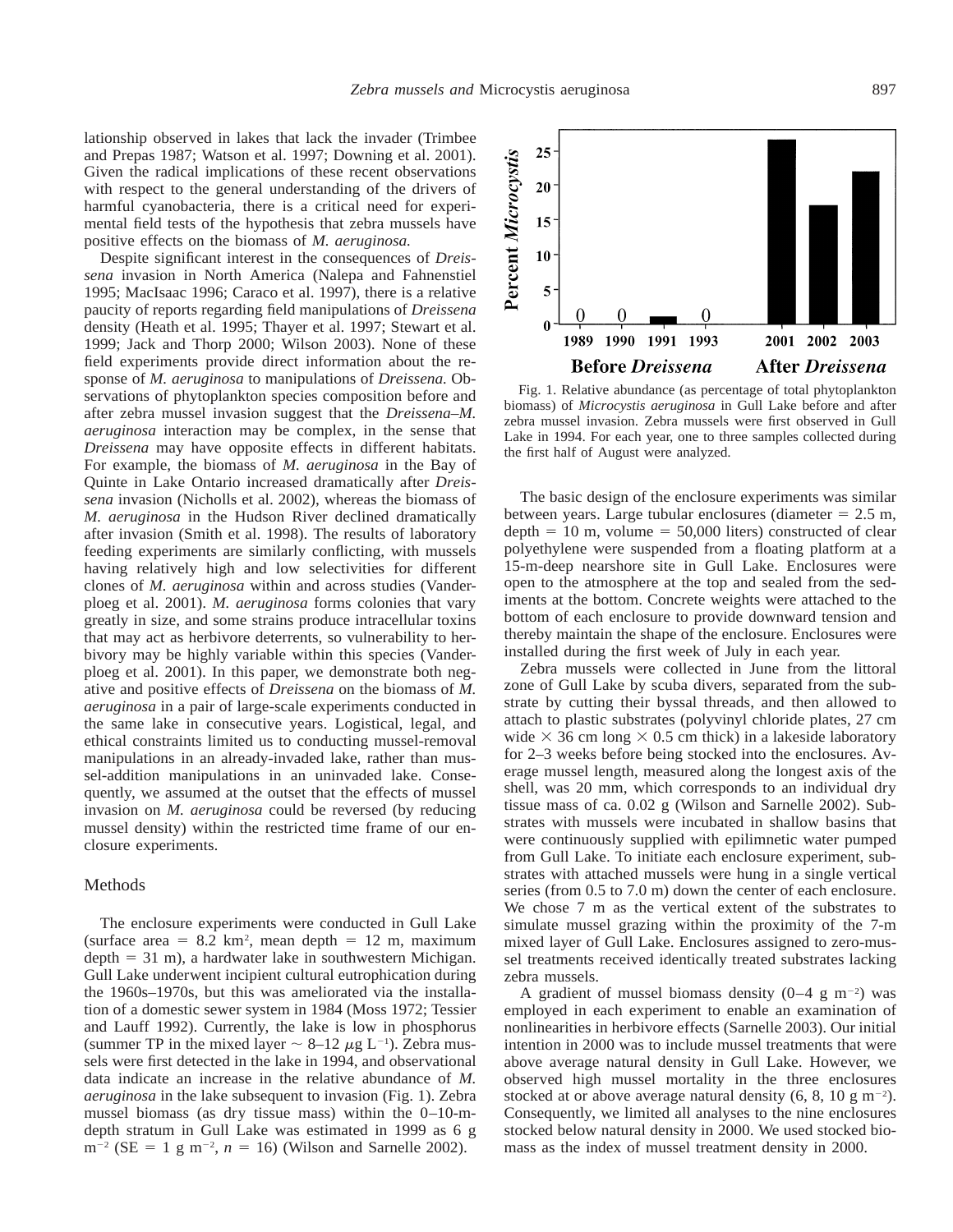lationship observed in lakes that lack the invader (Trimbee and Prepas 1987; Watson et al. 1997; Downing et al. 2001). Given the radical implications of these recent observations with respect to the general understanding of the drivers of harmful cyanobacteria, there is a critical need for experimental field tests of the hypothesis that zebra mussels have positive effects on the biomass of *M. aeruginosa.*

Despite significant interest in the consequences of *Dreissena* invasion in North America (Nalepa and Fahnenstiel 1995; MacIsaac 1996; Caraco et al. 1997), there is a relative paucity of reports regarding field manipulations of *Dreissena* density (Heath et al. 1995; Thayer et al. 1997; Stewart et al. 1999; Jack and Thorp 2000; Wilson 2003). None of these field experiments provide direct information about the response of *M. aeruginosa* to manipulations of *Dreissena.* Observations of phytoplankton species composition before and after zebra mussel invasion suggest that the *Dreissena*–*M. aeruginosa* interaction may be complex, in the sense that *Dreissena* may have opposite effects in different habitats. For example, the biomass of *M. aeruginosa* in the Bay of Quinte in Lake Ontario increased dramatically after *Dreissena* invasion (Nicholls et al. 2002), whereas the biomass of *M. aeruginosa* in the Hudson River declined dramatically after invasion (Smith et al. 1998). The results of laboratory feeding experiments are similarly conflicting, with mussels having relatively high and low selectivities for different clones of *M. aeruginosa* within and across studies (Vanderploeg et al. 2001). *M. aeruginosa* forms colonies that vary greatly in size, and some strains produce intracellular toxins that may act as herbivore deterrents, so vulnerability to herbivory may be highly variable within this species (Vanderploeg et al. 2001). In this paper, we demonstrate both negative and positive effects of *Dreissena* on the biomass of *M. aeruginosa* in a pair of large-scale experiments conducted in the same lake in consecutive years. Logistical, legal, and ethical constraints limited us to conducting mussel-removal manipulations in an already-invaded lake, rather than mussel-addition manipulations in an uninvaded lake. Consequently, we assumed at the outset that the effects of mussel invasion on *M. aeruginosa* could be reversed (by reducing mussel density) within the restricted time frame of our enclosure experiments.

## Methods

The enclosure experiments were conducted in Gull Lake (surface area = 8.2 $km^2$, mean depth = 12 m, maximum depth = 31 m), a hardwater lake in southwestern Michigan. Gull Lake underwent incipient cultural eutrophication during the 1960s–1970s, but this was ameliorated via the installation of a domestic sewer system in 1984 (Moss 1972; Tessier and Lauff 1992). Currently, the lake is low in phosphorus (summer TP in the mixed layer ~ 8–12 $\mu g\ L^{-1}$). Zebra mussels were first detected in the lake in 1994, and observational data indicate an increase in the relative abundance of *M. aeruginosa* in the lake subsequent to invasion (Fig. 1). Zebra mussel biomass (as dry tissue mass) within the 0–10-m-depth stratum in Gull Lake was estimated in 1999 as 6 g $m^{-2}$ (SE = 1 g $m^{-2}$, $n$ = 16) (Wilson and Sarnelle 2002).

Fig. 1. Relative abundance (as percentage of total phytoplankton biomass) of *Microcystis aeruginosa* in Gull Lake before and after zebra mussel invasion. Zebra mussels were first observed in Gull Lake in 1994. For each year, one to three samples collected during the first half of August were analyzed.

The basic design of the enclosure experiments was similar between years. Large tubular enclosures (diameter = 2.5 m, depth = 10 m, volume = 50,000 liters) constructed of clear polyethylene were suspended from a floating platform at a 15-m-deep nearshore site in Gull Lake. Enclosures were open to the atmosphere at the top and sealed from the sediments at the bottom. Concrete weights were attached to the bottom of each enclosure to provide downward tension and thereby maintain the shape of the enclosure. Enclosures were installed during the first week of July in each year.

Zebra mussels were collected in June from the littoral zone of Gull Lake by scuba divers, separated from the substrate by cutting their byssal threads, and then allowed to attach to plastic substrates (polyvinyl chloride plates, 27 cm wide × 36 cm long × 0.5 cm thick) in a lakeside laboratory for 2–3 weeks before being stocked into the enclosures. Average mussel length, measured along the longest axis of the shell, was 20 mm, which corresponds to an individual dry tissue mass of ca. 0.02 g (Wilson and Sarnelle 2002). Substrates with mussels were incubated in shallow basins that were continuously supplied with epilimnetic water pumped from Gull Lake. To initiate each enclosure experiment, substrates with attached mussels were hung in a single vertical series (from 0.5 to 7.0 m) down the center of each enclosure. We chose 7 m as the vertical extent of the substrates to simulate mussel grazing within the proximity of the 7-m mixed layer of Gull Lake. Enclosures assigned to zero-mussel treatments received identically treated substrates lacking zebra mussels.

A gradient of mussel biomass density (0–4 g $m^{-2}$) was employed in each experiment to enable an examination of nonlinearities in herbivore effects (Sarnelle 2003). Our initial intention in 2000 was to include mussel treatments that were above average natural density in Gull Lake. However, we observed high mussel mortality in the three enclosures stocked at or above average natural density (6, 8, 10 g $m^{-2}$). Consequently, we limited all analyses to the nine enclosures stocked below natural density in 2000. We used stocked biomass as the index of mussel treatment density in 2000.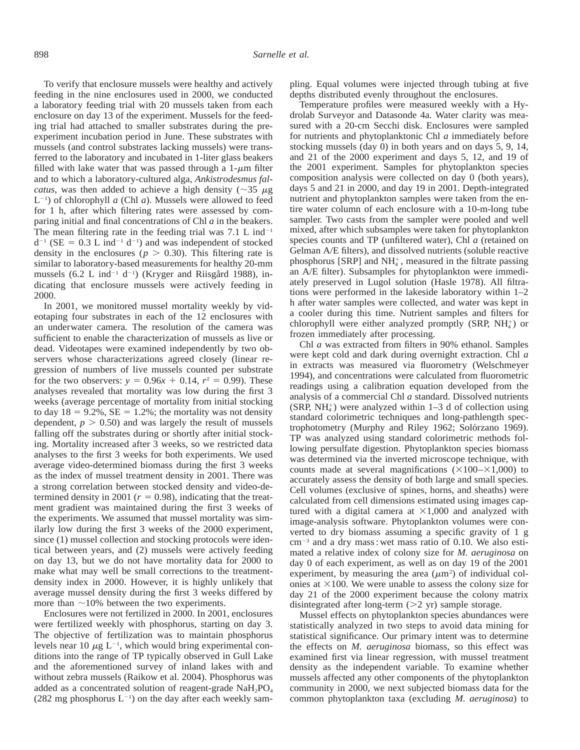To verify that enclosure mussels were healthy and actively feeding in the nine enclosures used in 2000, we conducted a laboratory feeding trial with 20 mussels taken from each enclosure on day 13 of the experiment. Mussels for the feeding trial had attached to smaller substrates during the preexperiment incubation period in June. These substrates with mussels (and control substrates lacking mussels) were transferred to the laboratory and incubated in 1-liter glass beakers filled with lake water that was passed through a 1-$\mu$m filter and to which a laboratory-cultured alga, *Ankistrodesmus falcatus*, was then added to achieve a high density ($\sim$35 $\mu$g $L^{-1}$) of chlorophyll *a* (Chl *a*). Mussels were allowed to feed for 1 h, after which filtering rates were assessed by comparing initial and final concentrations of Chl *a* in the beakers. The mean filtering rate in the feeding trial was 7.1 L $ind^{-1}$ $d^{-1}$ (SE = 0.3 L $ind^{-1}$ $d^{-1}$) and was independent of stocked density in the enclosures ($p > 0.30$). This filtering rate is similar to laboratory-based measurements for healthy 20-mm mussels (6.2 L $ind^{-1}$ $d^{-1}$) (Kryger and Riisgård 1988), indicating that enclosure mussels were actively feeding in 2000.

In 2001, we monitored mussel mortality weekly by videotaping four substrates in each of the 12 enclosures with an underwater camera. The resolution of the camera was sufficient to enable the characterization of mussels as live or dead. Videotapes were examined independently by two observers whose characterizations agreed closely (linear regression of numbers of live mussels counted per substrate for the two observers: $y = 0.96x + 0.14$, $r^2 = 0.99$). These analyses revealed that mortality was low during the first 3 weeks (average percentage of mortality from initial stocking to day 18 = 9.2%, SE = 1.2%; the mortality was not density dependent, $p > 0.50$) and was largely the result of mussels falling off the substrates during or shortly after initial stocking. Mortality increased after 3 weeks, so we restricted data analyses to the first 3 weeks for both experiments. We used average video-determined biomass during the first 3 weeks as the index of mussel treatment density in 2001. There was a strong correlation between stocked density and video-determined density in 2001 ($r = 0.98$), indicating that the treatment gradient was maintained during the first 3 weeks of the experiments. We assumed that mussel mortality was similarly low during the first 3 weeks of the 2000 experiment, since (1) mussel collection and stocking protocols were identical between years, and (2) mussels were actively feeding on day 13, but we do not have mortality data for 2000 to make what may well be small corrections to the treatment-density index in 2000. However, it is highly unlikely that average mussel density during the first 3 weeks differed by more than $\sim$10% between the two experiments.

Enclosures were not fertilized in 2000. In 2001, enclosures were fertilized weekly with phosphorus, starting on day 3. The objective of fertilization was to maintain phosphorus levels near 10 $\mu$g $L^{-1}$, which would bring experimental conditions into the range of TP typically observed in Gull Lake and the aforementioned survey of inland lakes with and without zebra mussels (Raikow et al. 2004). Phosphorus was added as a concentrated solution of reagent-grade $NaH_2PO_4$ (282 mg phosphorus $L^{-1}$) on the day after each weekly sampling. Equal volumes were injected through tubing at five depths distributed evenly throughout the enclosures.

Temperature profiles were measured weekly with a Hydrolab Surveyor and Datasonde 4a. Water clarity was measured with a 20-cm Secchi disk. Enclosures were sampled for nutrients and phytoplanktonic Chl *a* immediately before stocking mussels (day 0) in both years and on days 5, 9, 14, and 21 of the 2000 experiment and days 5, 12, and 19 of the 2001 experiment. Samples for phytoplankton species composition analysis were collected on day 0 (both years), days 5 and 21 in 2000, and day 19 in 2001. Depth-integrated nutrient and phytoplankton samples were taken from the entire water column of each enclosure with a 10-m-long tube sampler. Two casts from the sampler were pooled and well mixed, after which subsamples were taken for phytoplankton species counts and TP (unfiltered water), Chl *a* (retained on Gelman A/E filters), and dissolved nutrients (soluble reactive phosphorus [SRP] and $NH_4^+$, measured in the filtrate passing an A/E filter). Subsamples for phytoplankton were immediately preserved in Lugol solution (Hasle 1978). All filtrations were performed in the lakeside laboratory within 1–2 h after water samples were collected, and water was kept in a cooler during this time. Nutrient samples and filters for chlorophyll were either analyzed promptly (SRP, $NH_4^+$) or frozen immediately after processing.

Chl *a* was extracted from filters in 90% ethanol. Samples were kept cold and dark during overnight extraction. Chl *a* in extracts was measured via fluorometry (Welschmeyer 1994), and concentrations were calculated from fluorometric readings using a calibration equation developed from the analysis of a commercial Chl *a* standard. Dissolved nutrients (SRP, $NH_4^+$) were analyzed within 1–3 d of collection using standard colorimetric techniques and long-pathlength spectrophotometry (Murphy and Riley 1962; Solórzano 1969). TP was analyzed using standard colorimetric methods following persulfate digestion. Phytoplankton species biomass was determined via the inverted microscope technique, with counts made at several magnifications ($\times$100–$\times$1,000) to accurately assess the density of both large and small species. Cell volumes (exclusive of spines, horns, and sheaths) were calculated from cell dimensions estimated using images captured with a digital camera at $\times$1,000 and analyzed with image-analysis software. Phytoplankton volumes were converted to dry biomass assuming a specific gravity of 1 g $cm^{-3}$ and a dry mass : wet mass ratio of 0.10. We also estimated a relative index of colony size for *M. aeruginosa* on day 0 of each experiment, as well as on day 19 of the 2001 experiment, by measuring the area ($\mu m^2$) of individual colonies at $\times$100. We were unable to assess the colony size for day 21 of the 2000 experiment because the colony matrix disintegrated after long-term (>2 yr) sample storage.

Mussel effects on phytoplankton species abundances were statistically analyzed in two steps to avoid data mining for statistical significance. Our primary intent was to determine the effects on *M. aeruginosa* biomass, so this effect was examined first via linear regression, with mussel treatment density as the independent variable. To examine whether mussels affected any other components of the phytoplankton community in 2000, we next subjected biomass data for the common phytoplankton taxa (excluding *M. aeruginosa*) to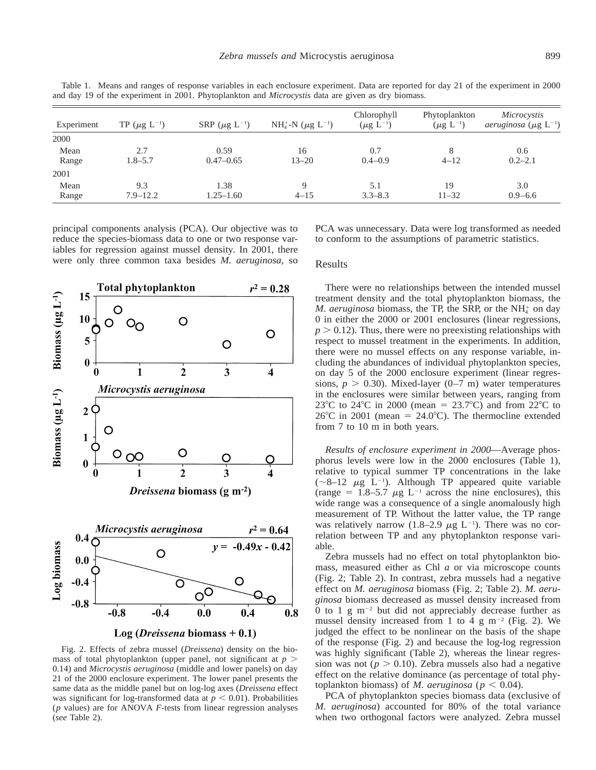Table 1. Means and ranges of response variables in each enclosure experiment. Data are reported for day 21 of the experiment in 2000 and day 19 of the experiment in 2001. Phytoplankton and *Microcystis* data are given as dry biomass.

| Experiment | TP ($\mu$g L$^{-1}$) | SRP ($\mu$g L$^{-1}$) | $NH_4^+$-N ($\mu$g L$^{-1}$) | Chlorophyll ($\mu$g L$^{-1}$) | Phytoplankton ($\mu$g L$^{-1}$) | *Microcystis aeruginosa* ($\mu$g L$^{-1}$) |
|---|---|---|---|---|---|---|
| 2000 | | | | | | |
| Mean | 2.7 | 0.59 | 16 | 0.7 | 8 | 0.6 |
| Range | 1.8–5.7 | 0.47–0.65 | 13–20 | 0.4–0.9 | 4–12 | 0.2–2.1 |
| 2001 | | | | | | |
| Mean | 9.3 | 1.38 | 9 | 5.1 | 19 | 3.0 |
| Range | 7.9–12.2 | 1.25–1.60 | 4–15 | 3.3–8.3 | 11–32 | 0.9–6.6 |

principal components analysis (PCA). Our objective was to reduce the species-biomass data to one or two response variables for regression against mussel density. In 2001, there were only three common taxa besides *M. aeruginosa*, so PCA was unnecessary. Data were log transformed as needed to conform to the assumptions of parametric statistics.

Fig. 2. Effects of zebra mussel (*Dreissena*) density on the biomass of total phytoplankton (upper panel, not significant at $p > 0.14$) and *Microcystis aeruginosa* (middle and lower panels) on day 21 of the 2000 enclosure experiment. The lower panel presents the same data as the middle panel but on log-log axes (*Dreissena* effect was significant for log-transformed data at $p < 0.01$). Probabilities ($p$ values) are for ANOVA $F$-tests from linear regression analyses (*see* Table 2).

## Results

There were no relationships between the intended mussel treatment density and the total phytoplankton biomass, the *M. aeruginosa* biomass, the TP, the SRP, or the $NH_4^+$ on day 0 in either the 2000 or 2001 enclosures (linear regressions, $p > 0.12$). Thus, there were no preexisting relationships with respect to mussel treatment in the experiments. In addition, there were no mussel effects on any response variable, including the abundances of individual phytoplankton species, on day 5 of the 2000 enclosure experiment (linear regressions, $p > 0.30$). Mixed-layer (0–7 m) water temperatures in the enclosures were similar between years, ranging from 23°C to 24°C in 2000 (mean = 23.7°C) and from 22°C to 26°C in 2001 (mean = 24.0°C). The thermocline extended from 7 to 10 m in both years.

*Results of enclosure experiment in 2000*—Average phosphorus levels were low in the 2000 enclosures (Table 1), relative to typical summer TP concentrations in the lake (~8–12 $\mu$g L$^{-1}$). Although TP appeared quite variable (range = 1.8–5.7 $\mu$g L$^{-1}$ across the nine enclosures), this wide range was a consequence of a single anomalously high measurement of TP. Without the latter value, the TP range was relatively narrow (1.8–2.9 $\mu$g L$^{-1}$). There was no correlation between TP and any phytoplankton response variable.

Zebra mussels had no effect on total phytoplankton biomass, measured either as Chl *a* or via microscope counts (Fig. 2; Table 2). In contrast, zebra mussels had a negative effect on *M. aeruginosa* biomass (Fig. 2; Table 2). *M. aeruginosa* biomass decreased as mussel density increased from 0 to 1 g m$^{-2}$ but did not appreciably decrease further as mussel density increased from 1 to 4 g m$^{-2}$ (Fig. 2). We judged the effect to be nonlinear on the basis of the shape of the response (Fig. 2) and because the log-log regression was highly significant (Table 2), whereas the linear regression was not ($p > 0.10$). Zebra mussels also had a negative effect on the relative dominance (as percentage of total phytoplankton biomass) of *M. aeruginosa* ($p < 0.04$).

PCA of phytoplankton species biomass data (exclusive of *M. aeruginosa*) accounted for 80% of the total variance when two orthogonal factors were analyzed. Zebra mussel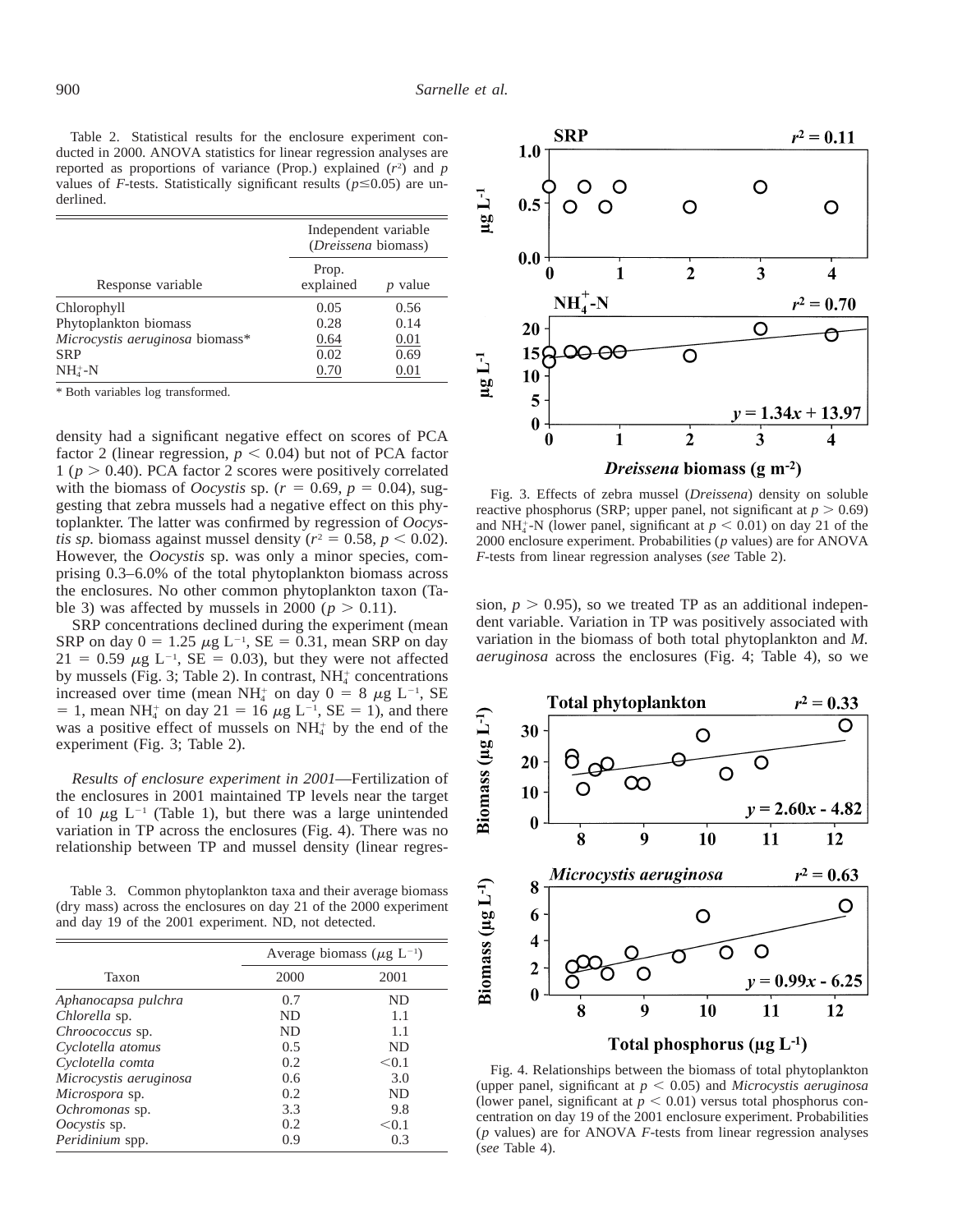Table 2. Statistical results for the enclosure experiment conducted in 2000. ANOVA statistics for linear regression analyses are reported as proportions of variance (Prop.) explained ($r^2$) and $p$ values of $F$-tests. Statistically significant results ($p \leq 0.05$) are underlined.

| Response variable | Independent variable (*Dreissena* biomass) | |
|---|---|---|
| | Prop. explained | $p$ value |
| Chlorophyll | 0.05 | 0.56 |
| Phytoplankton biomass | 0.28 | 0.14 |
| *Microcystis aeruginosa* biomass* | <u>0.64</u> | <u>0.01</u> |
| SRP | 0.02 | 0.69 |
| $NH_4^+$-N | <u>0.70</u> | <u>0.01</u> |

\* Both variables log transformed.

density had a significant negative effect on scores of PCA factor 2 (linear regression, $p < 0.04$) but not of PCA factor 1 ($p > 0.40$). PCA factor 2 scores were positively correlated with the biomass of *Oocystis* sp. ($r = 0.69$, $p = 0.04$), suggesting that zebra mussels had a negative effect on this phytoplankter. The latter was confirmed by regression of *Oocystis sp.* biomass against mussel density ($r^2 = 0.58$, $p < 0.02$). However, the *Oocystis* sp. was only a minor species, comprising 0.3–6.0% of the total phytoplankton biomass across the enclosures. No other common phytoplankton taxon (Table 3) was affected by mussels in 2000 ($p > 0.11$).

SRP concentrations declined during the experiment (mean SRP on day 0 = 1.25 $\mu$g $L^{-1}$, SE = 0.31, mean SRP on day 21 = 0.59 $\mu$g $L^{-1}$, SE = 0.03), but they were not affected by mussels (Fig. 3; Table 2). In contrast, $NH_4^+$ concentrations increased over time (mean $NH_4^+$ on day 0 = 8 $\mu$g $L^{-1}$, SE = 1, mean $NH_4^+$ on day 21 = 16 $\mu$g $L^{-1}$, SE = 1), and there was a positive effect of mussels on $NH_4^+$ by the end of the experiment (Fig. 3; Table 2).

*Results of enclosure experiment in 2001*—Fertilization of the enclosures in 2001 maintained TP levels near the target of 10 $\mu$g $L^{-1}$ (Table 1), but there was a large unintended variation in TP across the enclosures (Fig. 4). There was no relationship between TP and mussel density (linear regression, $p > 0.95$), so we treated TP as an additional independent variable. Variation in TP was positively associated with variation in the biomass of both total phytoplankton and *M. aeruginosa* across the enclosures (Fig. 4; Table 4), so we

Table 3. Common phytoplankton taxa and their average biomass (dry mass) across the enclosures on day 21 of the 2000 experiment and day 19 of the 2001 experiment. ND, not detected.

| Taxon | Average biomass ($\mu$g $L^{-1}$) | |
|---|---|---|
| | 2000 | 2001 |
| *Aphanocapsa pulchra* | 0.7 | ND |
| *Chlorella* sp. | ND | 1.1 |
| *Chroococcus* sp. | ND | 1.1 |
| *Cyclotella atomus* | 0.5 | ND |
| *Cyclotella comta* | 0.2 | <0.1 |
| *Microcystis aeruginosa* | 0.6 | 3.0 |
| *Microspora* sp. | 0.2 | ND |
| *Ochromonas* sp. | 3.3 | 9.8 |
| *Oocystis* sp. | 0.2 | <0.1 |
| *Peridinium* spp. | 0.9 | 0.3 |

Fig. 3. Effects of zebra mussel (*Dreissena*) density on soluble reactive phosphorus (SRP; upper panel, not significant at $p > 0.69$) and $NH_4^+$-N (lower panel, significant at $p < 0.01$) on day 21 of the 2000 enclosure experiment. Probabilities ($p$ values) are for ANOVA $F$-tests from linear regression analyses (*see* Table 2).

Fig. 4. Relationships between the biomass of total phytoplankton (upper panel, significant at $p < 0.05$) and *Microcystis aeruginosa* (lower panel, significant at $p < 0.01$) versus total phosphorus concentration on day 19 of the 2001 enclosure experiment. Probabilities ($p$ values) are for ANOVA $F$-tests from linear regression analyses (*see* Table 4).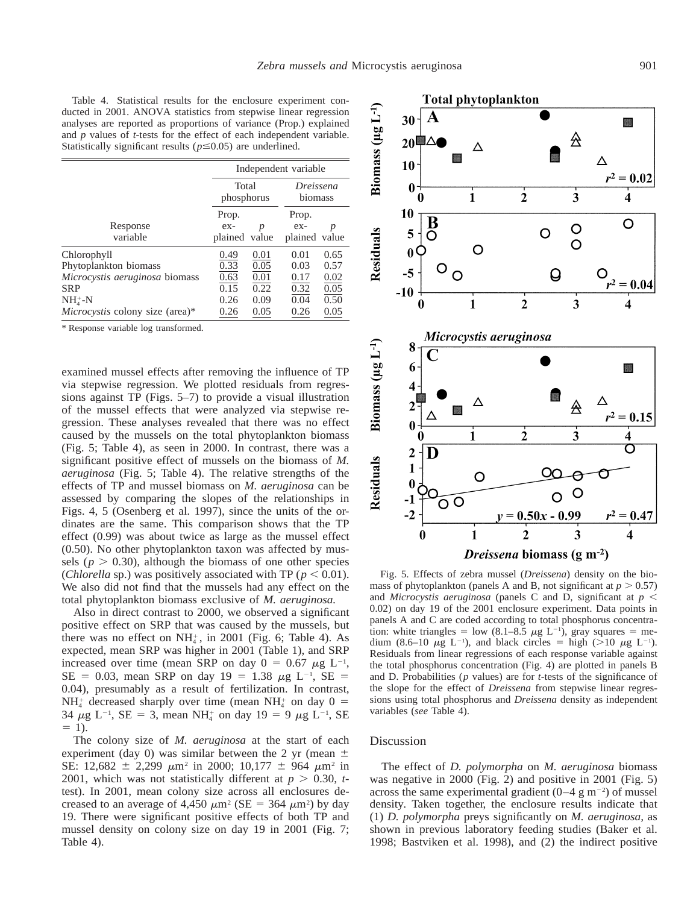Table 4. Statistical results for the enclosure experiment conducted in 2001. ANOVA statistics from stepwise linear regression analyses are reported as proportions of variance (Prop.) explained and *p* values of *t*-tests for the effect of each independent variable. Statistically significant results ($p \leq 0.05$) are underlined.

| Response variable | Total phosphorus | | *Dreissena* biomass | |
|---|---|---|---|---|
| | Prop. explained | *p* value | Prop. explained | *p* value |
| Chlorophyll | <u>0.49</u> | <u>0.01</u> | 0.01 | 0.65 |
| Phytoplankton biomass | <u>0.33</u> | <u>0.05</u> | 0.03 | 0.57 |
| *Microcystis aeruginosa* biomass | <u>0.63</u> | <u>0.01</u> | <u>0.17</u> | <u>0.02</u> |
| SRP | 0.15 | 0.22 | <u>0.32</u> | <u>0.05</u> |
| $NH_4^+$-N | 0.26 | 0.09 | 0.04 | 0.50 |
| *Microcystis* colony size (area)* | <u>0.26</u> | <u>0.05</u> | <u>0.26</u> | <u>0.05</u> |

\* Response variable log transformed.

examined mussel effects after removing the influence of TP via stepwise regression. We plotted residuals from regressions against TP (Figs. 5–7) to provide a visual illustration of the mussel effects that were analyzed via stepwise regression. These analyses revealed that there was no effect caused by the mussels on the total phytoplankton biomass (Fig. 5; Table 4), as seen in 2000. In contrast, there was a significant positive effect of mussels on the biomass of *M. aeruginosa* (Fig. 5; Table 4). The relative strengths of the effects of TP and mussel biomass on *M. aeruginosa* can be assessed by comparing the slopes of the relationships in Figs. 4, 5 (Osenberg et al. 1997), since the units of the ordinates are the same. This comparison shows that the TP effect (0.99) was about twice as large as the mussel effect (0.50). No other phytoplankton taxon was affected by mussels ($p > 0.30$), although the biomass of one other species (*Chlorella* sp.) was positively associated with TP ($p < 0.01$). We also did not find that the mussels had any effect on the total phytoplankton biomass exclusive of *M. aeruginosa.*

Also in direct contrast to 2000, we observed a significant positive effect on SRP that was caused by the mussels, but there was no effect on $NH_4^+$, in 2001 (Fig. 6; Table 4). As expected, mean SRP was higher in 2001 (Table 1), and SRP increased over time (mean SRP on day 0 = 0.67 $\mu$g L$^{-1}$, SE = 0.03, mean SRP on day 19 = 1.38 $\mu$g L$^{-1}$, SE = 0.04), presumably as a result of fertilization. In contrast, $NH_4^+$ decreased sharply over time (mean $NH_4^+$ on day 0 = 34 $\mu$g L$^{-1}$, SE = 3, mean $NH_4^+$ on day 19 = 9 $\mu$g L$^{-1}$, SE = 1).

The colony size of *M. aeruginosa* at the start of each experiment (day 0) was similar between the 2 yr (mean ± SE: 12,682 ± 2,299 $\mu$m$^2$ in 2000; 10,177 ± 964 $\mu$m$^2$ in 2001, which was not statistically different at $p > 0.30$, *t*-test). In 2001, mean colony size across all enclosures decreased to an average of 4,450 $\mu$m$^2$ (SE = 364 $\mu$m$^2$) by day 19. There were significant positive effects of both TP and mussel density on colony size on day 19 in 2001 (Fig. 7; Table 4).

Fig. 5. Effects of zebra mussel (*Dreissena*) density on the biomass of phytoplankton (panels A and B, not significant at $p > 0.57$) and *Microcystis aeruginosa* (panels C and D, significant at $p < 0.02$) on day 19 of the 2001 enclosure experiment. Data points in panels A and C are coded according to total phosphorus concentration: white triangles = low (8.1–8.5 $\mu$g L$^{-1}$), gray squares = medium (8.6–10 $\mu$g L$^{-1}$), and black circles = high (>10 $\mu$g L$^{-1}$). Residuals from linear regressions of each response variable against the total phosphorus concentration (Fig. 4) are plotted in panels B and D. Probabilities (*p* values) are for *t*-tests of the significance of the slope for the effect of *Dreissena* from stepwise linear regressions using total phosphorus and *Dreissena* density as independent variables (*see* Table 4).

## Discussion

The effect of *D. polymorpha* on *M. aeruginosa* biomass was negative in 2000 (Fig. 2) and positive in 2001 (Fig. 5) across the same experimental gradient (0–4 g m$^{-2}$) of mussel density. Taken together, the enclosure results indicate that (1) *D. polymorpha* preys significantly on *M. aeruginosa*, as shown in previous laboratory feeding studies (Baker et al. 1998; Bastviken et al. 1998), and (2) the indirect positive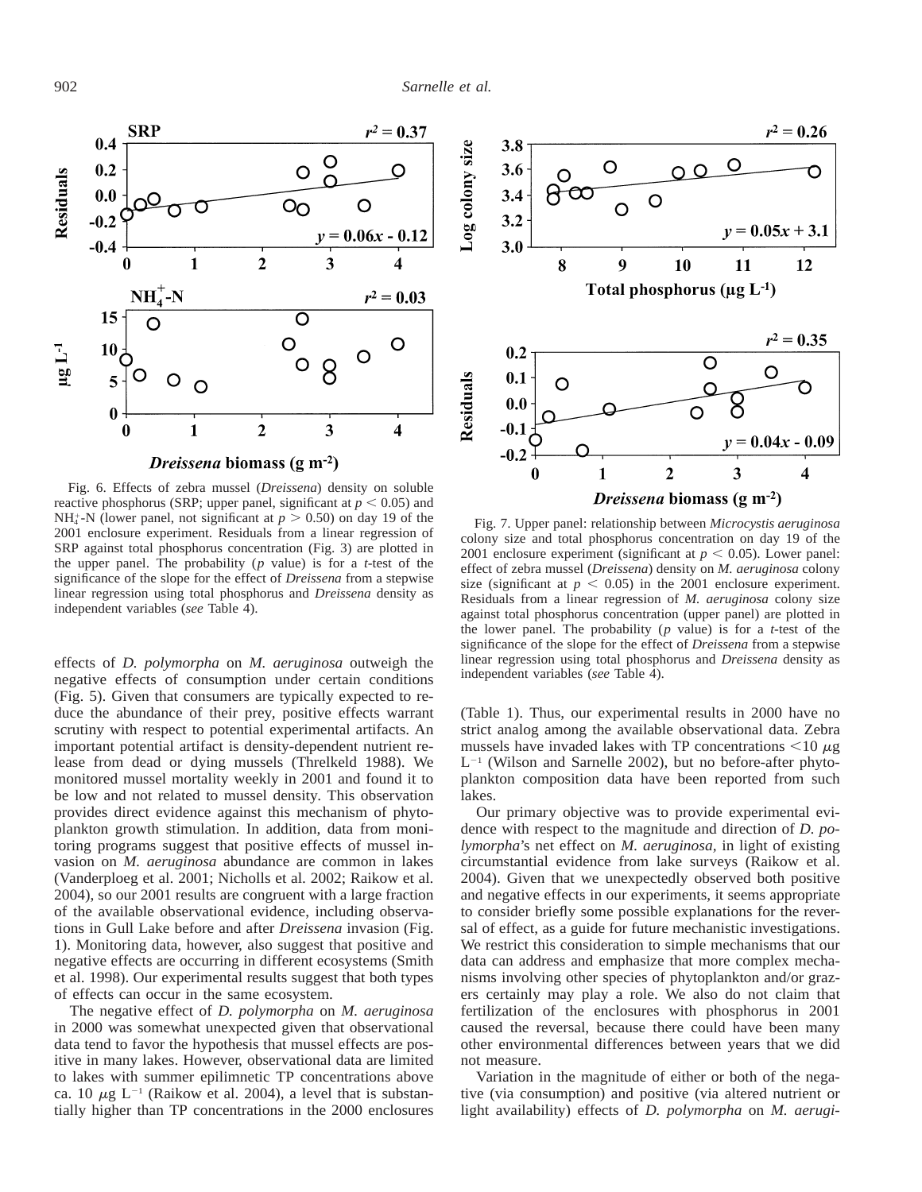Fig. 6. Effects of zebra mussel (*Dreissena*) density on soluble reactive phosphorus (SRP; upper panel, significant at $p < 0.05$) and $NH_4^+$-N (lower panel, not significant at $p > 0.50$) on day 19 of the 2001 enclosure experiment. Residuals from a linear regression of SRP against total phosphorus concentration (Fig. 3) are plotted in the upper panel. The probability ($p$ value) is for a $t$-test of the significance of the slope for the effect of *Dreissena* from a stepwise linear regression using total phosphorus and *Dreissena* density as independent variables (*see* Table 4).

Fig. 7. Upper panel: relationship between *Microcystis aeruginosa* colony size and total phosphorus concentration on day 19 of the 2001 enclosure experiment (significant at $p < 0.05$). Lower panel: effect of zebra mussel (*Dreissena*) density on *M. aeruginosa* colony size (significant at $p < 0.05$) in the 2001 enclosure experiment. Residuals from a linear regression of *M. aeruginosa* colony size against total phosphorus concentration (upper panel) are plotted in the lower panel. The probability ($p$ value) is for a $t$-test of the significance of the slope for the effect of *Dreissena* from a stepwise linear regression using total phosphorus and *Dreissena* density as independent variables (*see* Table 4).

effects of *D. polymorpha* on *M. aeruginosa* outweigh the negative effects of consumption under certain conditions (Fig. 5). Given that consumers are typically expected to reduce the abundance of their prey, positive effects warrant scrutiny with respect to potential experimental artifacts. An important potential artifact is density-dependent nutrient release from dead or dying mussels (Threlkeld 1988). We monitored mussel mortality weekly in 2001 and found it to be low and not related to mussel density. This observation provides direct evidence against this mechanism of phytoplankton growth stimulation. In addition, data from monitoring programs suggest that positive effects of mussel invasion on *M. aeruginosa* abundance are common in lakes (Vanderploeg et al. 2001; Nicholls et al. 2002; Raikow et al. 2004), so our 2001 results are congruent with a large fraction of the available observational evidence, including observations in Gull Lake before and after *Dreissena* invasion (Fig. 1). Monitoring data, however, also suggest that positive and negative effects are occurring in different ecosystems (Smith et al. 1998). Our experimental results suggest that both types of effects can occur in the same ecosystem.

The negative effect of *D. polymorpha* on *M. aeruginosa* in 2000 was somewhat unexpected given that observational data tend to favor the hypothesis that mussel effects are positive in many lakes. However, observational data are limited to lakes with summer epilimnetic TP concentrations above ca. 10 $\mu$g $L^{-1}$ (Raikow et al. 2004), a level that is substantially higher than TP concentrations in the 2000 enclosures (Table 1). Thus, our experimental results in 2000 have no strict analog among the available observational data. Zebra mussels have invaded lakes with TP concentrations <10 $\mu$g $L^{-1}$ (Wilson and Sarnelle 2002), but no before-after phytoplankton composition data have been reported from such lakes.

Our primary objective was to provide experimental evidence with respect to the magnitude and direction of *D. polymorpha*'s net effect on *M. aeruginosa*, in light of existing circumstantial evidence from lake surveys (Raikow et al. 2004). Given that we unexpectedly observed both positive and negative effects in our experiments, it seems appropriate to consider briefly some possible explanations for the reversal of effect, as a guide for future mechanistic investigations. We restrict this consideration to simple mechanisms that our data can address and emphasize that more complex mechanisms involving other species of phytoplankton and/or grazers certainly may play a role. We also do not claim that fertilization of the enclosures with phosphorus in 2001 caused the reversal, because there could have been many other environmental differences between years that we did not measure.

Variation in the magnitude of either or both of the negative (via consumption) and positive (via altered nutrient or light availability) effects of *D. polymorpha* on *M. aerugi-*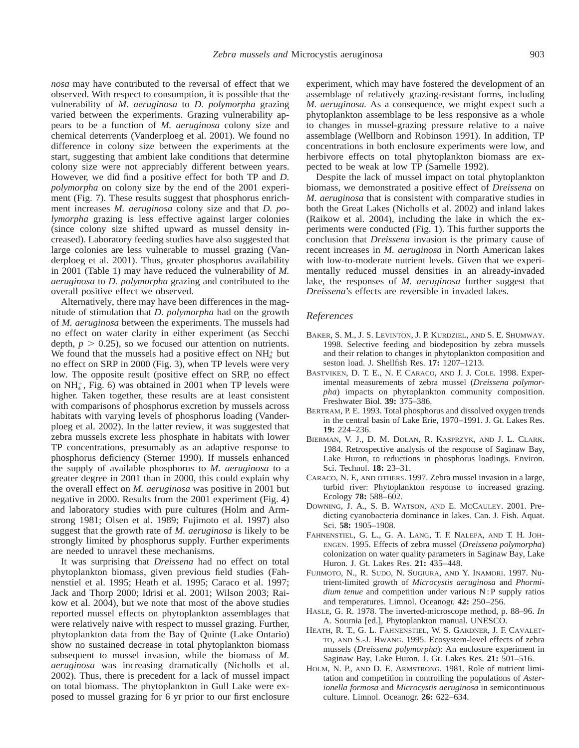*nosa* may have contributed to the reversal of effect that we observed. With respect to consumption, it is possible that the vulnerability of *M. aeruginosa* to *D. polymorpha* grazing varied between the experiments. Grazing vulnerability appears to be a function of *M. aeruginosa* colony size and chemical deterrents (Vanderploeg et al. 2001). We found no difference in colony size between the experiments at the start, suggesting that ambient lake conditions that determine colony size were not appreciably different between years. However, we did find a positive effect for both TP and *D. polymorpha* on colony size by the end of the 2001 experiment (Fig. 7). These results suggest that phosphorus enrichment increases *M. aeruginosa* colony size and that *D. polymorpha* grazing is less effective against larger colonies (since colony size shifted upward as mussel density increased). Laboratory feeding studies have also suggested that large colonies are less vulnerable to mussel grazing (Vanderploeg et al. 2001). Thus, greater phosphorus availability in 2001 (Table 1) may have reduced the vulnerability of *M. aeruginosa* to *D. polymorpha* grazing and contributed to the overall positive effect we observed.

Alternatively, there may have been differences in the magnitude of stimulation that *D. polymorpha* had on the growth of *M. aeruginosa* between the experiments. The mussels had no effect on water clarity in either experiment (as Secchi depth, $p > 0.25$), so we focused our attention on nutrients. We found that the mussels had a positive effect on $NH_4^+$ but no effect on SRP in 2000 (Fig. 3), when TP levels were very low. The opposite result (positive effect on SRP, no effect on $NH_4^+$, Fig. 6) was obtained in 2001 when TP levels were higher. Taken together, these results are at least consistent with comparisons of phosphorus excretion by mussels across habitats with varying levels of phosphorus loading (Vanderploeg et al. 2002). In the latter review, it was suggested that zebra mussels excrete less phosphate in habitats with lower TP concentrations, presumably as an adaptive response to phosphorus deficiency (Sterner 1990). If mussels enhanced the supply of available phosphorus to *M. aeruginosa* to a greater degree in 2001 than in 2000, this could explain why the overall effect on *M. aeruginosa* was positive in 2001 but negative in 2000. Results from the 2001 experiment (Fig. 4) and laboratory studies with pure cultures (Holm and Armstrong 1981; Olsen et al. 1989; Fujimoto et al. 1997) also suggest that the growth rate of *M. aeruginosa* is likely to be strongly limited by phosphorus supply. Further experiments are needed to unravel these mechanisms.

It was surprising that *Dreissena* had no effect on total phytoplankton biomass, given previous field studies (Fahnenstiel et al. 1995; Heath et al. 1995; Caraco et al. 1997; Jack and Thorp 2000; Idrisi et al. 2001; Wilson 2003; Raikow et al. 2004), but we note that most of the above studies reported mussel effects on phytoplankton assemblages that were relatively naive with respect to mussel grazing. Further, phytoplankton data from the Bay of Quinte (Lake Ontario) show no sustained decrease in total phytoplankton biomass subsequent to mussel invasion, while the biomass of *M. aeruginosa* was increasing dramatically (Nicholls et al. 2002). Thus, there is precedent for a lack of mussel impact on total biomass. The phytoplankton in Gull Lake were exposed to mussel grazing for 6 yr prior to our first enclosure experiment, which may have fostered the development of an assemblage of relatively grazing-resistant forms, including *M. aeruginosa.* As a consequence, we might expect such a phytoplankton assemblage to be less responsive as a whole to changes in mussel-grazing pressure relative to a naive assemblage (Wellborn and Robinson 1991). In addition, TP concentrations in both enclosure experiments were low, and herbivore effects on total phytoplankton biomass are expected to be weak at low TP (Sarnelle 1992).

Despite the lack of mussel impact on total phytoplankton biomass, we demonstrated a positive effect of *Dreissena* on *M. aeruginosa* that is consistent with comparative studies in both the Great Lakes (Nicholls et al. 2002) and inland lakes (Raikow et al. 2004), including the lake in which the experiments were conducted (Fig. 1). This further supports the conclusion that *Dreissena* invasion is the primary cause of recent increases in *M. aeruginosa* in North American lakes with low-to-moderate nutrient levels. Given that we experimentally reduced mussel densities in an already-invaded lake, the responses of *M. aeruginosa* further suggest that *Dreissena*'s effects are reversible in invaded lakes.

## *References*

Baker, S. M., J. S. Levinton, J. P. Kurdziel, and S. E. Shumway. 1998. Selective feeding and biodeposition by zebra mussels and their relation to changes in phytoplankton composition and seston load. J. Shellfish Res. **17:** 1207–1213.

Bastviken, D. T. E., N. F. Caraco, and J. J. Cole. 1998. Experimental measurements of zebra mussel (*Dreissena polymorpha*) impacts on phytoplankton community composition. Freshwater Biol. **39:** 375–386.

Bertram, P. E. 1993. Total phosphorus and dissolved oxygen trends in the central basin of Lake Erie, 1970–1991. J. Gt. Lakes Res. **19:** 224–236.

Bierman, V. J., D. M. Dolan, R. Kasprzyk, and J. L. Clark. 1984. Retrospective analysis of the response of Saginaw Bay, Lake Huron, to reductions in phosphorus loadings. Environ. Sci. Technol. **18:** 23–31.

Caraco, N. F., and others. 1997. Zebra mussel invasion in a large, turbid river: Phytoplankton response to increased grazing. Ecology **78:** 588–602.

Downing, J. A., S. B. Watson, and E. McCauley. 2001. Predicting cyanobacteria dominance in lakes. Can. J. Fish. Aquat. Sci. **58:** 1905–1908.

Fahnenstiel, G. L., G. A. Lang, T. F. Nalepa, and T. H. Johengen. 1995. Effects of zebra mussel (*Dreissena polymorpha*) colonization on water quality parameters in Saginaw Bay, Lake Huron. J. Gt. Lakes Res. **21:** 435–448.

Fujimoto, N., R. Sudo, N. Sugiura, and Y. Inamori. 1997. Nutrient-limited growth of *Microcystis aeruginosa* and *Phormidium tenue* and competition under various N : P supply ratios and temperatures. Limnol. Oceanogr. **42:** 250–256.

Hasle, G. R. 1978. The inverted-microscope method, p. 88–96. *In* A. Sournia [ed.], Phytoplankton manual. UNESCO.

Heath, R. T., G. L. Fahnenstiel, W. S. Gardner, J. F. Cavaletto, and S.-J. Hwang. 1995. Ecosystem-level effects of zebra mussels (*Dreissena polymorpha*): An enclosure experiment in Saginaw Bay, Lake Huron. J. Gt. Lakes Res. **21:** 501–516.

Holm, N. P., and D. E. Armstrong. 1981. Role of nutrient limitation and competition in controlling the populations of *Asterionella formosa* and *Microcystis aeruginosa* in semicontinuous culture. Limnol. Oceanogr. **26:** 622–634.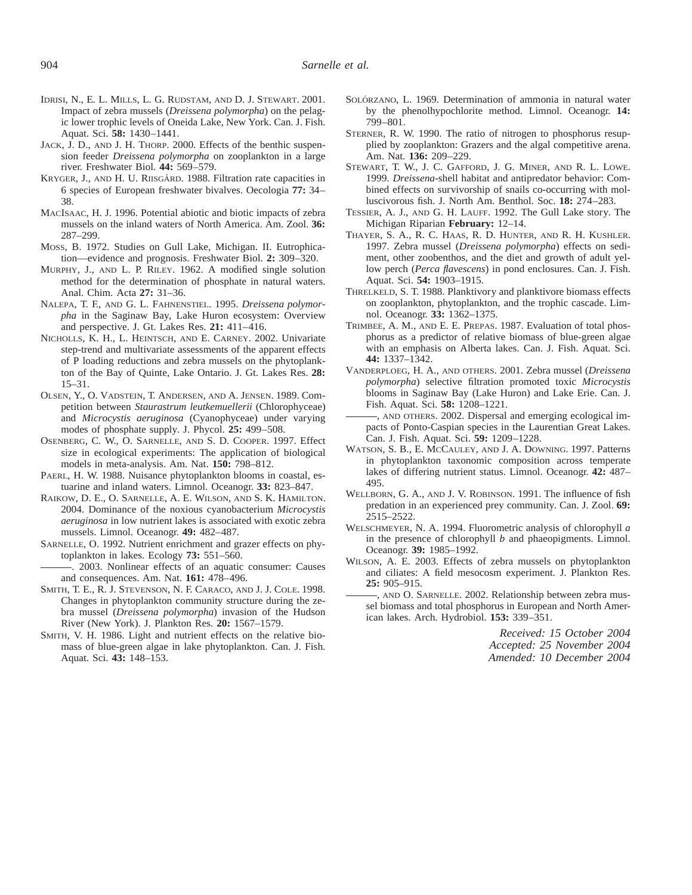Idrisi, N., E. L. Mills, L. G. Rudstam, and D. J. Stewart. 2001. Impact of zebra mussels (*Dreissena polymorpha*) on the pelagic lower trophic levels of Oneida Lake, New York. Can. J. Fish. Aquat. Sci. **58:** 1430–1441.

Jack, J. D., and J. H. Thorp. 2000. Effects of the benthic suspension feeder *Dreissena polymorpha* on zooplankton in a large river. Freshwater Biol. **44:** 569–579.

Kryger, J., and H. U. Riisgård. 1988. Filtration rate capacities in 6 species of European freshwater bivalves. Oecologia **77:** 34–38.

MacIsaac, H. J. 1996. Potential abiotic and biotic impacts of zebra mussels on the inland waters of North America. Am. Zool. **36:** 287–299.

Moss, B. 1972. Studies on Gull Lake, Michigan. II. Eutrophication—evidence and prognosis. Freshwater Biol. **2:** 309–320.

Murphy, J., and L. P. Riley. 1962. A modified single solution method for the determination of phosphate in natural waters. Anal. Chim. Acta **27:** 31–36.

Nalepa, T. F., and G. L. Fahnenstiel. 1995. *Dreissena polymorpha* in the Saginaw Bay, Lake Huron ecosystem: Overview and perspective. J. Gt. Lakes Res. **21:** 411–416.

Nicholls, K. H., L. Heintsch, and E. Carney. 2002. Univariate step-trend and multivariate assessments of the apparent effects of P loading reductions and zebra mussels on the phytoplankton of the Bay of Quinte, Lake Ontario. J. Gt. Lakes Res. **28:** 15–31.

Olsen, Y., O. Vadstein, T. Andersen, and A. Jensen. 1989. Competition between *Staurastrum leutkemuellerii* (Chlorophyceae) and *Microcystis aeruginosa* (Cyanophyceae) under varying modes of phosphate supply. J. Phycol. **25:** 499–508.

Osenberg, C. W., O. Sarnelle, and S. D. Cooper. 1997. Effect size in ecological experiments: The application of biological models in meta-analysis. Am. Nat. **150:** 798–812.

Paerl, H. W. 1988. Nuisance phytoplankton blooms in coastal, estuarine and inland waters. Limnol. Oceanogr. **33:** 823–847.

Raikow, D. E., O. Sarnelle, A. E. Wilson, and S. K. Hamilton. 2004. Dominance of the noxious cyanobacterium *Microcystis aeruginosa* in low nutrient lakes is associated with exotic zebra mussels. Limnol. Oceanogr. **49:** 482–487.

Sarnelle, O. 1992. Nutrient enrichment and grazer effects on phytoplankton in lakes. Ecology **73:** 551–560.

———. 2003. Nonlinear effects of an aquatic consumer: Causes and consequences. Am. Nat. **161:** 478–496.

Smith, T. E., R. J. Stevenson, N. F. Caraco, and J. J. Cole. 1998. Changes in phytoplankton community structure during the zebra mussel (*Dreissena polymorpha*) invasion of the Hudson River (New York). J. Plankton Res. **20:** 1567–1579.

Smith, V. H. 1986. Light and nutrient effects on the relative biomass of blue-green algae in lake phytoplankton. Can. J. Fish. Aquat. Sci. **43:** 148–153.

Solórzano, L. 1969. Determination of ammonia in natural water by the phenolhypochlorite method. Limnol. Oceanogr. **14:** 799–801.

Sterner, R. W. 1990. The ratio of nitrogen to phosphorus resupplied by zooplankton: Grazers and the algal competitive arena. Am. Nat. **136:** 209–229.

Stewart, T. W., J. C. Gafford, J. G. Miner, and R. L. Lowe. 1999. *Dreissena*-shell habitat and antipredator behavior: Combined effects on survivorship of snails co-occurring with molluscivorous fish. J. North Am. Benthol. Soc. **18:** 274–283.

Tessier, A. J., and G. H. Lauff. 1992. The Gull Lake story. The Michigan Riparian **February:** 12–14.

Thayer, S. A., R. C. Haas, R. D. Hunter, and R. H. Kushler. 1997. Zebra mussel (*Dreissena polymorpha*) effects on sediment, other zoobenthos, and the diet and growth of adult yellow perch (*Perca flavescens*) in pond enclosures. Can. J. Fish. Aquat. Sci. **54:** 1903–1915.

Threlkeld, S. T. 1988. Planktivory and planktivore biomass effects on zooplankton, phytoplankton, and the trophic cascade. Limnol. Oceanogr. **33:** 1362–1375.

Trimbee, A. M., and E. E. Prepas. 1987. Evaluation of total phosphorus as a predictor of relative biomass of blue-green algae with an emphasis on Alberta lakes. Can. J. Fish. Aquat. Sci. **44:** 1337–1342.

Vanderploeg, H. A., and others. 2001. Zebra mussel (*Dreissena polymorpha*) selective filtration promoted toxic *Microcystis* blooms in Saginaw Bay (Lake Huron) and Lake Erie. Can. J. Fish. Aquat. Sci. **58:** 1208–1221.

———, and others. 2002. Dispersal and emerging ecological impacts of Ponto-Caspian species in the Laurentian Great Lakes. Can. J. Fish. Aquat. Sci. **59:** 1209–1228.

Watson, S. B., E. McCauley, and J. A. Downing. 1997. Patterns in phytoplankton taxonomic composition across temperate lakes of differing nutrient status. Limnol. Oceanogr. **42:** 487–495.

Wellborn, G. A., and J. V. Robinson. 1991. The influence of fish predation in an experienced prey community. Can. J. Zool. **69:** 2515–2522.

Welschmeyer, N. A. 1994. Fluorometric analysis of chlorophyll *a* in the presence of chlorophyll *b* and phaeopigments. Limnol. Oceanogr. **39:** 1985–1992.

Wilson, A. E. 2003. Effects of zebra mussels on phytoplankton and ciliates: A field mesocosm experiment. J. Plankton Res. **25:** 905–915.

———, and O. Sarnelle. 2002. Relationship between zebra mussel biomass and total phosphorus in European and North American lakes. Arch. Hydrobiol. **153:** 339–351.

*Received: 15 October 2004*
*Accepted: 25 November 2004*
*Amended: 10 December 2004*